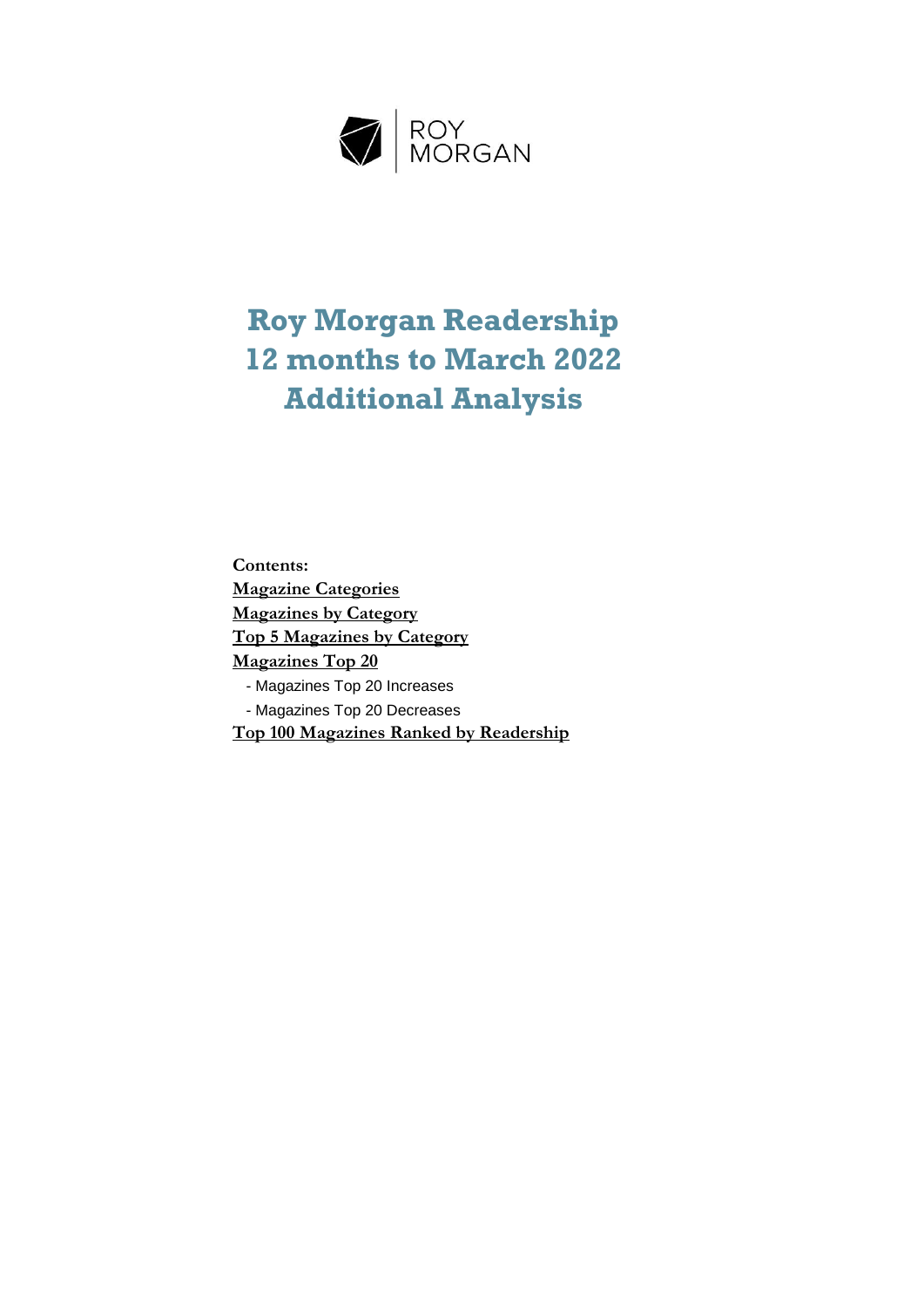ROY MORGAN

# Roy Morgan Readership 12 months to March 2022 Additional Analysis

**Contents:**

**Magazine Categories**

**Magazines by Category**

**Top 5 Magazines by Category**

**Magazines Top 20**

- Magazines Top 20 Increases
- Magazines Top 20 Decreases

**Top 100 Magazines Ranked by Readership**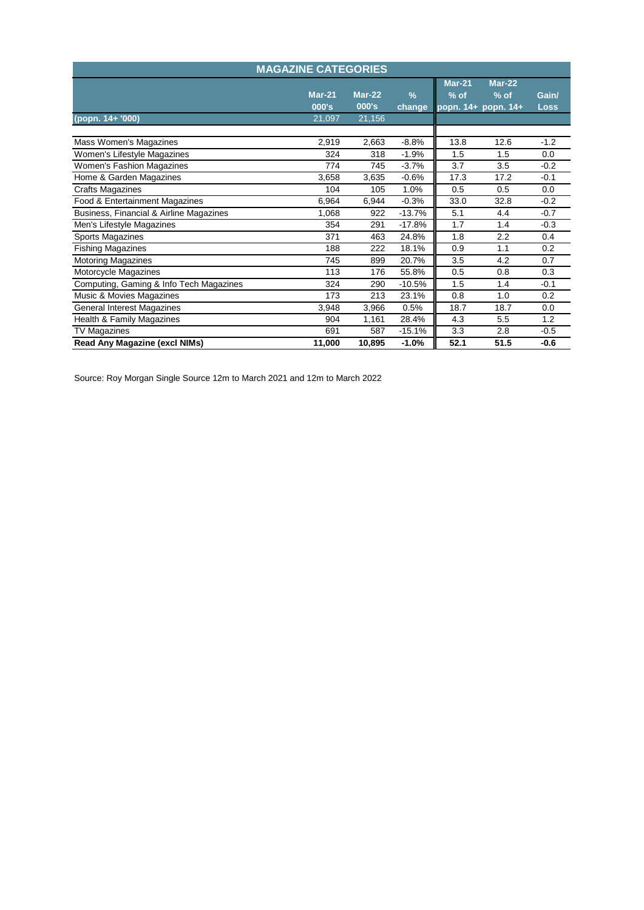## MAGAZINE CATEGORIES

| (popn. 14+ '000) | Mar-21 000's | Mar-22 000's | % change | Mar-21 % of popn. 14+ | Mar-22 % of popn. 14+ | Gain/ Loss |
|---|---|---|---|---|---|---|
| (popn. 14+ '000) | 21,097 | 21,156 | | | | |
| Mass Women's Magazines | 2,919 | 2,663 | -8.8% | 13.8 | 12.6 | -1.2 |
| Women's Lifestyle Magazines | 324 | 318 | -1.9% | 1.5 | 1.5 | 0.0 |
| Women's Fashion Magazines | 774 | 745 | -3.7% | 3.7 | 3.5 | -0.2 |
| Home & Garden Magazines | 3,658 | 3,635 | -0.6% | 17.3 | 17.2 | -0.1 |
| Crafts Magazines | 104 | 105 | 1.0% | 0.5 | 0.5 | 0.0 |
| Food & Entertainment Magazines | 6,964 | 6,944 | -0.3% | 33.0 | 32.8 | -0.2 |
| Business, Financial & Airline Magazines | 1,068 | 922 | -13.7% | 5.1 | 4.4 | -0.7 |
| Men's Lifestyle Magazines | 354 | 291 | -17.8% | 1.7 | 1.4 | -0.3 |
| Sports Magazines | 371 | 463 | 24.8% | 1.8 | 2.2 | 0.4 |
| Fishing Magazines | 188 | 222 | 18.1% | 0.9 | 1.1 | 0.2 |
| Motoring Magazines | 745 | 899 | 20.7% | 3.5 | 4.2 | 0.7 |
| Motorcycle Magazines | 113 | 176 | 55.8% | 0.5 | 0.8 | 0.3 |
| Computing, Gaming & Info Tech Magazines | 324 | 290 | -10.5% | 1.5 | 1.4 | -0.1 |
| Music & Movies Magazines | 173 | 213 | 23.1% | 0.8 | 1.0 | 0.2 |
| General Interest Magazines | 3,948 | 3,966 | 0.5% | 18.7 | 18.7 | 0.0 |
| Health & Family Magazines | 904 | 1,161 | 28.4% | 4.3 | 5.5 | 1.2 |
| TV Magazines | 691 | 587 | -15.1% | 3.3 | 2.8 | -0.5 |
| **Read Any Magazine (excl NIMs)** | **11,000** | **10,895** | **-1.0%** | **52.1** | **51.5** | **-0.6** |

Source: Roy Morgan Single Source 12m to March 2021 and 12m to March 2022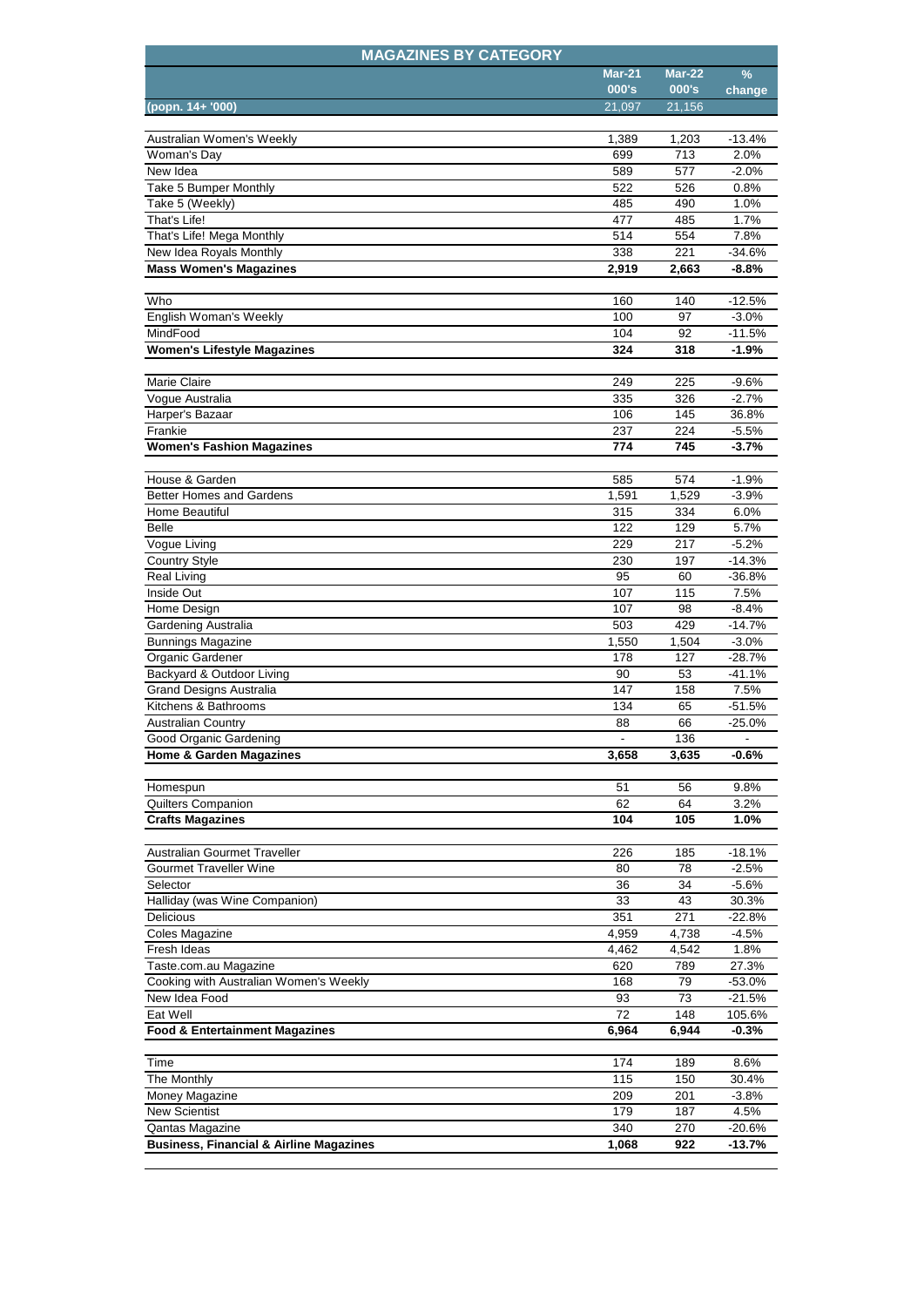| MAGAZINES BY CATEGORY | Mar-21 000's | Mar-22 000's | % change |
|---|---|---|---|
| (popn. 14+ '000) | 21,097 | 21,156 | |
| | | | |
| Australian Women's Weekly | 1,389 | 1,203 | -13.4% |
| Woman's Day | 699 | 713 | 2.0% |
| New Idea | 589 | 577 | -2.0% |
| Take 5 Bumper Monthly | 522 | 526 | 0.8% |
| Take 5 (Weekly) | 485 | 490 | 1.0% |
| That's Life! | 477 | 485 | 1.7% |
| That's Life! Mega Monthly | 514 | 554 | 7.8% |
| New Idea Royals Monthly | 338 | 221 | -34.6% |
| **Mass Women's Magazines** | **2,919** | **2,663** | **-8.8%** |
| | | | |
| Who | 160 | 140 | -12.5% |
| English Woman's Weekly | 100 | 97 | -3.0% |
| MindFood | 104 | 92 | -11.5% |
| **Women's Lifestyle Magazines** | **324** | **318** | **-1.9%** |
| | | | |
| Marie Claire | 249 | 225 | -9.6% |
| Vogue Australia | 335 | 326 | -2.7% |
| Harper's Bazaar | 106 | 145 | 36.8% |
| Frankie | 237 | 224 | -5.5% |
| **Women's Fashion Magazines** | **774** | **745** | **-3.7%** |
| | | | |
| House & Garden | 585 | 574 | -1.9% |
| Better Homes and Gardens | 1,591 | 1,529 | -3.9% |
| Home Beautiful | 315 | 334 | 6.0% |
| Belle | 122 | 129 | 5.7% |
| Vogue Living | 229 | 217 | -5.2% |
| Country Style | 230 | 197 | -14.3% |
| Real Living | 95 | 60 | -36.8% |
| Inside Out | 107 | 115 | 7.5% |
| Home Design | 107 | 98 | -8.4% |
| Gardening Australia | 503 | 429 | -14.7% |
| Bunnings Magazine | 1,550 | 1,504 | -3.0% |
| Organic Gardener | 178 | 127 | -28.7% |
| Backyard & Outdoor Living | 90 | 53 | -41.1% |
| Grand Designs Australia | 147 | 158 | 7.5% |
| Kitchens & Bathrooms | 134 | 65 | -51.5% |
| Australian Country | 88 | 66 | -25.0% |
| Good Organic Gardening | - | 136 | - |
| **Home & Garden Magazines** | **3,658** | **3,635** | **-0.6%** |
| | | | |
| Homespun | 51 | 56 | 9.8% |
| Quilters Companion | 62 | 64 | 3.2% |
| **Crafts Magazines** | **104** | **105** | **1.0%** |
| | | | |
| Australian Gourmet Traveller | 226 | 185 | -18.1% |
| Gourmet Traveller Wine | 80 | 78 | -2.5% |
| Selector | 36 | 34 | -5.6% |
| Halliday (was Wine Companion) | 33 | 43 | 30.3% |
| Delicious | 351 | 271 | -22.8% |
| Coles Magazine | 4,959 | 4,738 | -4.5% |
| Fresh Ideas | 4,462 | 4,542 | 1.8% |
| Taste.com.au Magazine | 620 | 789 | 27.3% |
| Cooking with Australian Women's Weekly | 168 | 79 | -53.0% |
| New Idea Food | 93 | 73 | -21.5% |
| Eat Well | 72 | 148 | 105.6% |
| **Food & Entertainment Magazines** | **6,964** | **6,944** | **-0.3%** |
| | | | |
| Time | 174 | 189 | 8.6% |
| The Monthly | 115 | 150 | 30.4% |
| Money Magazine | 209 | 201 | -3.8% |
| New Scientist | 179 | 187 | 4.5% |
| Qantas Magazine | 340 | 270 | -20.6% |
| **Business, Financial & Airline Magazines** | **1,068** | **922** | **-13.7%** |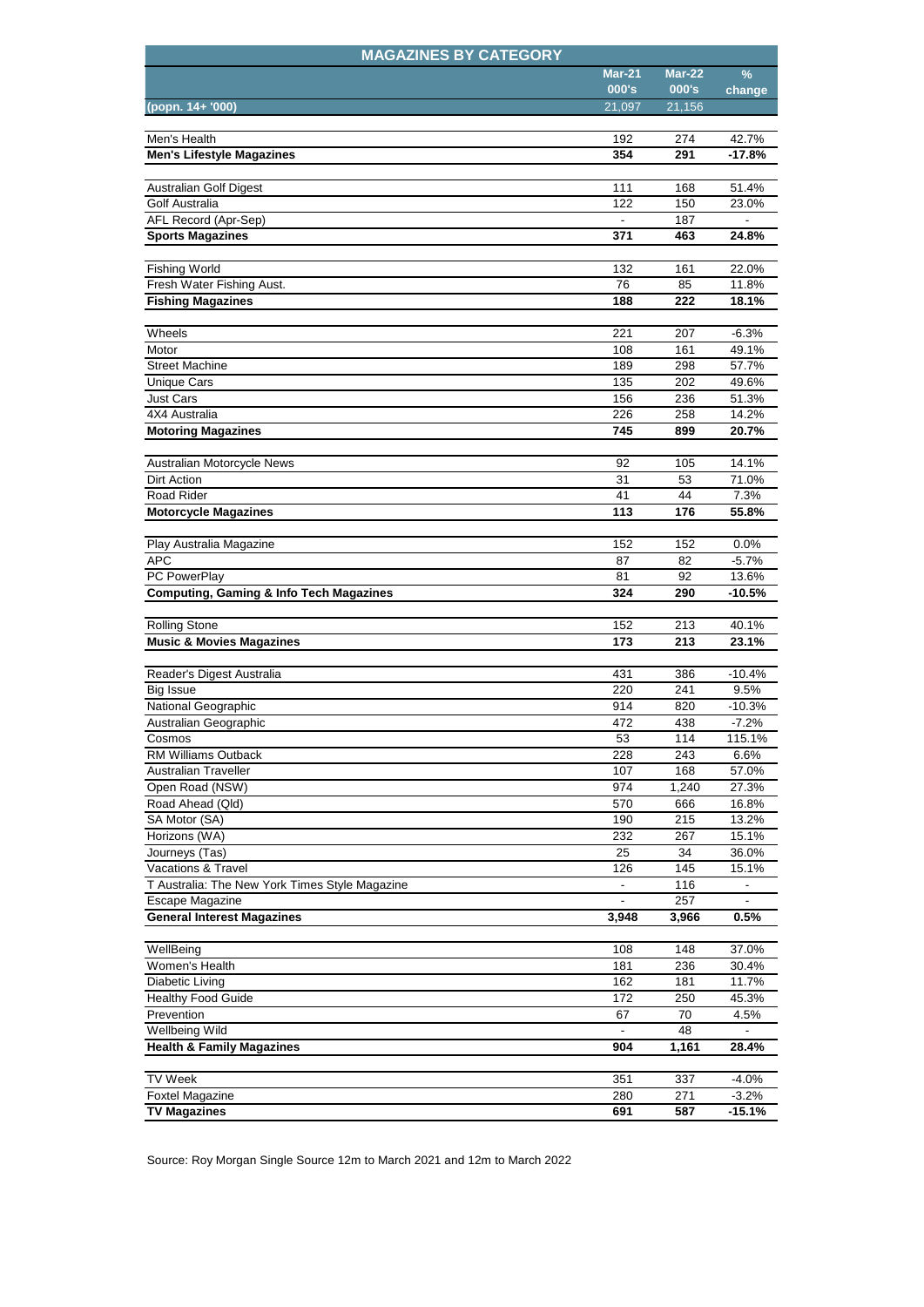| MAGAZINES BY CATEGORY | | | |
|---|---|---|---|
| | **Mar-21 000's** | **Mar-22 000's** | **% change** |
| **(popn. 14+ '000)** | 21,097 | 21,156 | |
| Men's Health | 192 | 274 | 42.7% |
| **Men's Lifestyle Magazines** | **354** | **291** | **-17.8%** |
| Australian Golf Digest | 111 | 168 | 51.4% |
| Golf Australia | 122 | 150 | 23.0% |
| AFL Record (Apr-Sep) | - | 187 | - |
| **Sports Magazines** | **371** | **463** | **24.8%** |
| Fishing World | 132 | 161 | 22.0% |
| Fresh Water Fishing Aust. | 76 | 85 | 11.8% |
| **Fishing Magazines** | **188** | **222** | **18.1%** |
| Wheels | 221 | 207 | -6.3% |
| Motor | 108 | 161 | 49.1% |
| Street Machine | 189 | 298 | 57.7% |
| Unique Cars | 135 | 202 | 49.6% |
| Just Cars | 156 | 236 | 51.3% |
| 4X4 Australia | 226 | 258 | 14.2% |
| **Motoring Magazines** | **745** | **899** | **20.7%** |
| Australian Motorcycle News | 92 | 105 | 14.1% |
| Dirt Action | 31 | 53 | 71.0% |
| Road Rider | 41 | 44 | 7.3% |
| **Motorcycle Magazines** | **113** | **176** | **55.8%** |
| Play Australia Magazine | 152 | 152 | 0.0% |
| APC | 87 | 82 | -5.7% |
| PC PowerPlay | 81 | 92 | 13.6% |
| **Computing, Gaming & Info Tech Magazines** | **324** | **290** | **-10.5%** |
| Rolling Stone | 152 | 213 | 40.1% |
| **Music & Movies Magazines** | **173** | **213** | **23.1%** |
| Reader's Digest Australia | 431 | 386 | -10.4% |
| Big Issue | 220 | 241 | 9.5% |
| National Geographic | 914 | 820 | -10.3% |
| Australian Geographic | 472 | 438 | -7.2% |
| Cosmos | 53 | 114 | 115.1% |
| RM Williams Outback | 228 | 243 | 6.6% |
| Australian Traveller | 107 | 168 | 57.0% |
| Open Road (NSW) | 974 | 1,240 | 27.3% |
| Road Ahead (Qld) | 570 | 666 | 16.8% |
| SA Motor (SA) | 190 | 215 | 13.2% |
| Horizons (WA) | 232 | 267 | 15.1% |
| Journeys (Tas) | 25 | 34 | 36.0% |
| Vacations & Travel | 126 | 145 | 15.1% |
| T Australia: The New York Times Style Magazine | - | 116 | - |
| Escape Magazine | - | 257 | - |
| **General Interest Magazines** | **3,948** | **3,966** | **0.5%** |
| WellBeing | 108 | 148 | 37.0% |
| Women's Health | 181 | 236 | 30.4% |
| Diabetic Living | 162 | 181 | 11.7% |
| Healthy Food Guide | 172 | 250 | 45.3% |
| Prevention | 67 | 70 | 4.5% |
| Wellbeing Wild | - | 48 | - |
| **Health & Family Magazines** | **904** | **1,161** | **28.4%** |
| TV Week | 351 | 337 | -4.0% |
| Foxtel Magazine | 280 | 271 | -3.2% |
| **TV Magazines** | **691** | **587** | **-15.1%** |

Source: Roy Morgan Single Source 12m to March 2021 and 12m to March 2022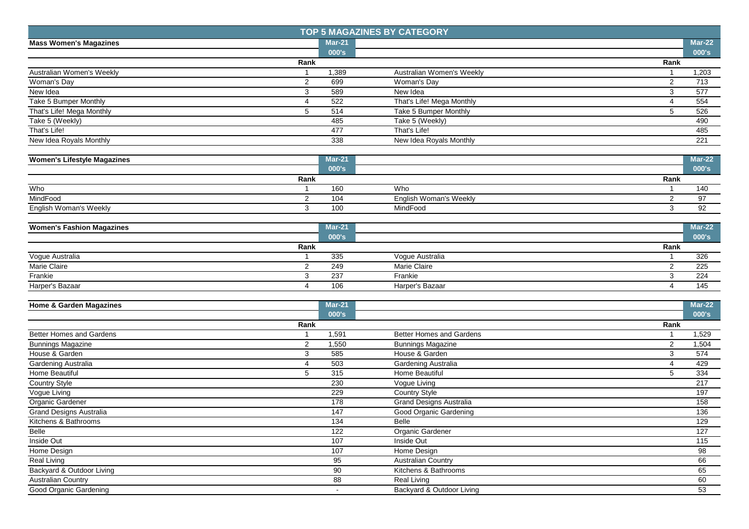## TOP 5 MAGAZINES BY CATEGORY

| Mass Women's Magazines | Rank | Mar-21 000's | | Rank | Mar-22 000's |
|---|---|---|---|---|---|
| Australian Women's Weekly | 1 | 1,389 | Australian Women's Weekly | 1 | 1,203 |
| Woman's Day | 2 | 699 | Woman's Day | 2 | 713 |
| New Idea | 3 | 589 | New Idea | 3 | 577 |
| Take 5 Bumper Monthly | 4 | 522 | That's Life! Mega Monthly | 4 | 554 |
| That's Life! Mega Monthly | 5 | 514 | Take 5 Bumper Monthly | 5 | 526 |
| Take 5 (Weekly) | | 485 | Take 5 (Weekly) | | 490 |
| That's Life! | | 477 | That's Life! | | 485 |
| New Idea Royals Monthly | | 338 | New Idea Royals Monthly | | 221 |

| Women's Lifestyle Magazines | Rank | Mar-21 000's | | Rank | Mar-22 000's |
|---|---|---|---|---|---|
| Who | 1 | 160 | Who | 1 | 140 |
| MindFood | 2 | 104 | English Woman's Weekly | 2 | 97 |
| English Woman's Weekly | 3 | 100 | MindFood | 3 | 92 |

| Women's Fashion Magazines | Rank | Mar-21 000's | | Rank | Mar-22 000's |
|---|---|---|---|---|---|
| Vogue Australia | 1 | 335 | Vogue Australia | 1 | 326 |
| Marie Claire | 2 | 249 | Marie Claire | 2 | 225 |
| Frankie | 3 | 237 | Frankie | 3 | 224 |
| Harper's Bazaar | 4 | 106 | Harper's Bazaar | 4 | 145 |

| Home & Garden Magazines | Rank | Mar-21 000's | | Rank | Mar-22 000's |
|---|---|---|---|---|---|
| Better Homes and Gardens | 1 | 1,591 | Better Homes and Gardens | 1 | 1,529 |
| Bunnings Magazine | 2 | 1,550 | Bunnings Magazine | 2 | 1,504 |
| House & Garden | 3 | 585 | House & Garden | 3 | 574 |
| Gardening Australia | 4 | 503 | Gardening Australia | 4 | 429 |
| Home Beautiful | 5 | 315 | Home Beautiful | 5 | 334 |
| Country Style | | 230 | Vogue Living | | 217 |
| Vogue Living | | 229 | Country Style | | 197 |
| Organic Gardener | | 178 | Grand Designs Australia | | 158 |
| Grand Designs Australia | | 147 | Good Organic Gardening | | 136 |
| Kitchens & Bathrooms | | 134 | Belle | | 129 |
| Belle | | 122 | Organic Gardener | | 127 |
| Inside Out | | 107 | Inside Out | | 115 |
| Home Design | | 107 | Home Design | | 98 |
| Real Living | | 95 | Australian Country | | 66 |
| Backyard & Outdoor Living | | 90 | Kitchens & Bathrooms | | 65 |
| Australian Country | | 88 | Real Living | | 60 |
| Good Organic Gardening | | - | Backyard & Outdoor Living | | 53 |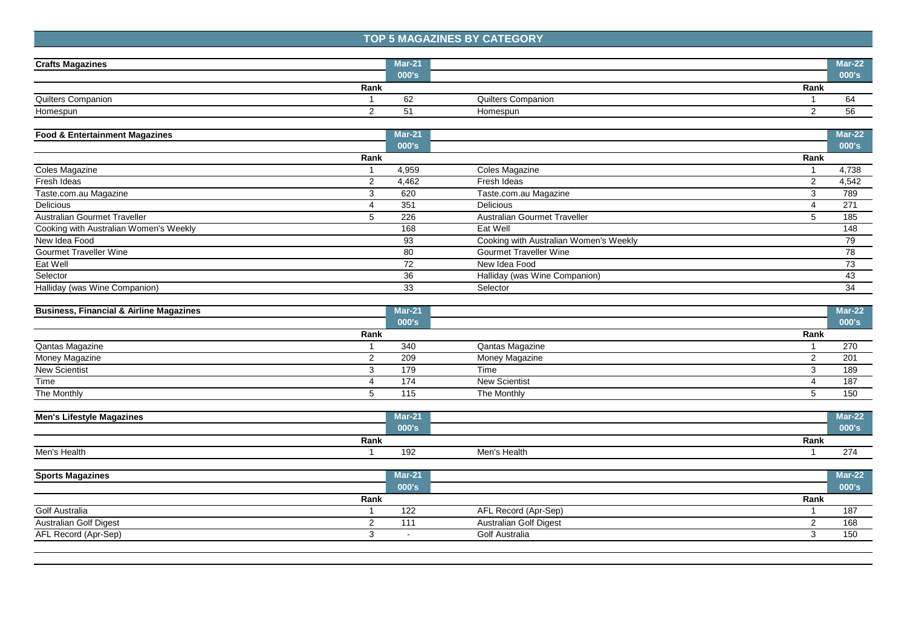# TOP 5 MAGAZINES BY CATEGORY

| Crafts Magazines | Rank | Mar-21 000's | | Rank | Mar-22 000's |
|---|---|---|---|---|---|
| Quilters Companion | 1 | 62 | Quilters Companion | 1 | 64 |
| Homespun | 2 | 51 | Homespun | 2 | 56 |

| Food & Entertainment Magazines | Rank | Mar-21 000's | | Rank | Mar-22 000's |
|---|---|---|---|---|---|
| Coles Magazine | 1 | 4,959 | Coles Magazine | 1 | 4,738 |
| Fresh Ideas | 2 | 4,462 | Fresh Ideas | 2 | 4,542 |
| Taste.com.au Magazine | 3 | 620 | Taste.com.au Magazine | 3 | 789 |
| Delicious | 4 | 351 | Delicious | 4 | 271 |
| Australian Gourmet Traveller | 5 | 226 | Australian Gourmet Traveller | 5 | 185 |
| Cooking with Australian Women's Weekly | | 168 | Eat Well | | 148 |
| New Idea Food | | 93 | Cooking with Australian Women's Weekly | | 79 |
| Gourmet Traveller Wine | | 80 | Gourmet Traveller Wine | | 78 |
| Eat Well | | 72 | New Idea Food | | 73 |
| Selector | | 36 | Halliday (was Wine Companion) | | 43 |
| Halliday (was Wine Companion) | | 33 | Selector | | 34 |

| Business, Financial & Airline Magazines | Rank | Mar-21 000's | | Rank | Mar-22 000's |
|---|---|---|---|---|---|
| Qantas Magazine | 1 | 340 | Qantas Magazine | 1 | 270 |
| Money Magazine | 2 | 209 | Money Magazine | 2 | 201 |
| New Scientist | 3 | 179 | Time | 3 | 189 |
| Time | 4 | 174 | New Scientist | 4 | 187 |
| The Monthly | 5 | 115 | The Monthly | 5 | 150 |

| Men's Lifestyle Magazines | Rank | Mar-21 000's | | Rank | Mar-22 000's |
|---|---|---|---|---|---|
| Men's Health | 1 | 192 | Men's Health | 1 | 274 |

| Sports Magazines | Rank | Mar-21 000's | | Rank | Mar-22 000's |
|---|---|---|---|---|---|
| Golf Australia | 1 | 122 | AFL Record (Apr-Sep) | 1 | 187 |
| Australian Golf Digest | 2 | 111 | Australian Golf Digest | 2 | 168 |
| AFL Record (Apr-Sep) | 3 | - | Golf Australia | 3 | 150 |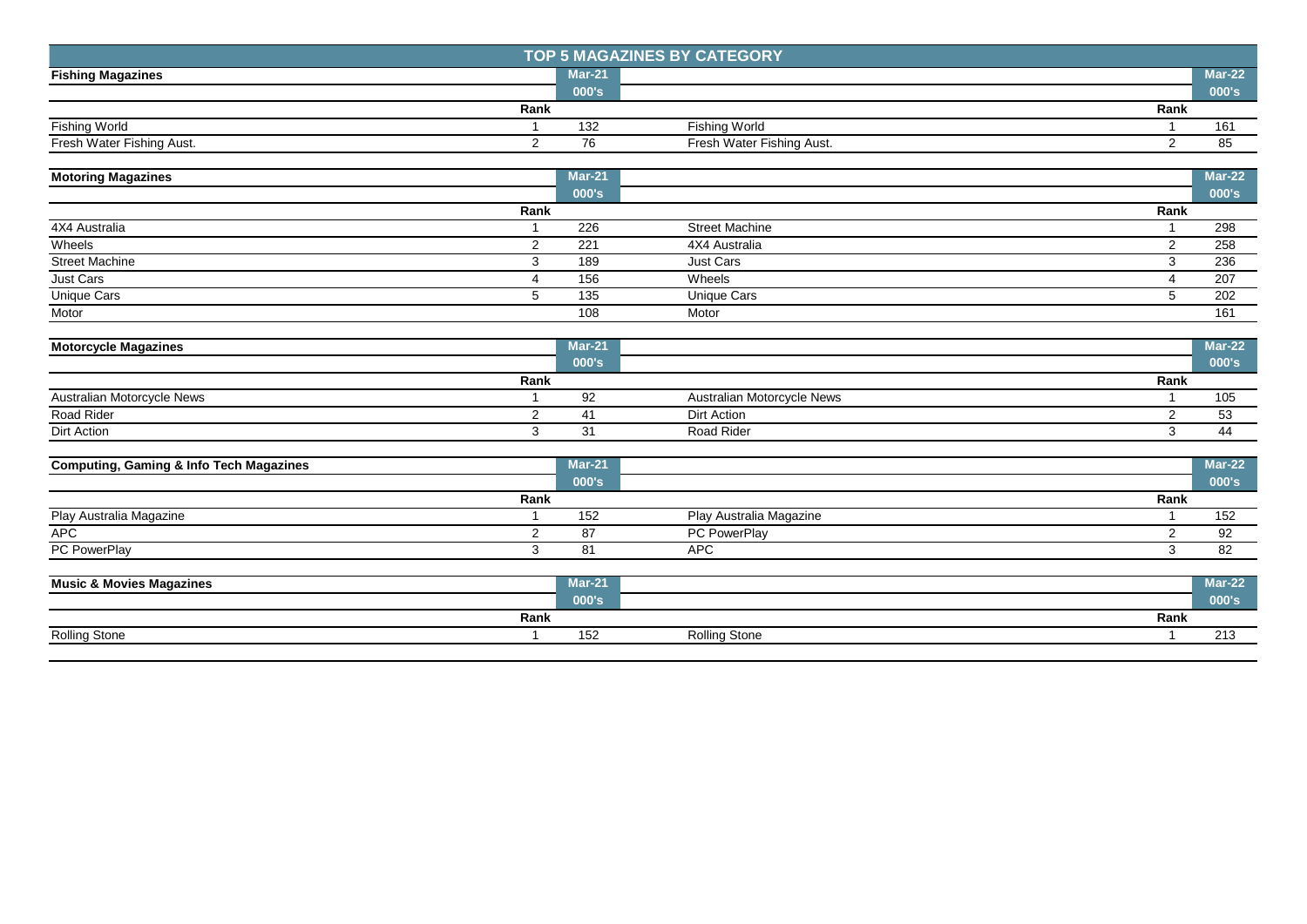# TOP 5 MAGAZINES BY CATEGORY

| Fishing Magazines | | Mar-21 | | | Mar-22 |
|---|---|---|---|---|---|
| | | 000's | | | 000's |
| | Rank | | | Rank | |
| Fishing World | 1 | 132 | Fishing World | 1 | 161 |
| Fresh Water Fishing Aust. | 2 | 76 | Fresh Water Fishing Aust. | 2 | 85 |

| Motoring Magazines | | Mar-21 | | | Mar-22 |
|---|---|---|---|---|---|
| | | 000's | | | 000's |
| | Rank | | | Rank | |
| 4X4 Australia | 1 | 226 | Street Machine | 1 | 298 |
| Wheels | 2 | 221 | 4X4 Australia | 2 | 258 |
| Street Machine | 3 | 189 | Just Cars | 3 | 236 |
| Just Cars | 4 | 156 | Wheels | 4 | 207 |
| Unique Cars | 5 | 135 | Unique Cars | 5 | 202 |
| Motor | | 108 | Motor | | 161 |

| Motorcycle Magazines | | Mar-21 | | | Mar-22 |
|---|---|---|---|---|---|
| | | 000's | | | 000's |
| | Rank | | | Rank | |
| Australian Motorcycle News | 1 | 92 | Australian Motorcycle News | 1 | 105 |
| Road Rider | 2 | 41 | Dirt Action | 2 | 53 |
| Dirt Action | 3 | 31 | Road Rider | 3 | 44 |

| Computing, Gaming & Info Tech Magazines | | Mar-21 | | | Mar-22 |
|---|---|---|---|---|---|
| | | 000's | | | 000's |
| | Rank | | | Rank | |
| Play Australia Magazine | 1 | 152 | Play Australia Magazine | 1 | 152 |
| APC | 2 | 87 | PC PowerPlay | 2 | 92 |
| PC PowerPlay | 3 | 81 | APC | 3 | 82 |

| Music & Movies Magazines | | Mar-21 | | | Mar-22 |
|---|---|---|---|---|---|
| | | 000's | | | 000's |
| | Rank | | | Rank | |
| Rolling Stone | 1 | 152 | Rolling Stone | 1 | 213 |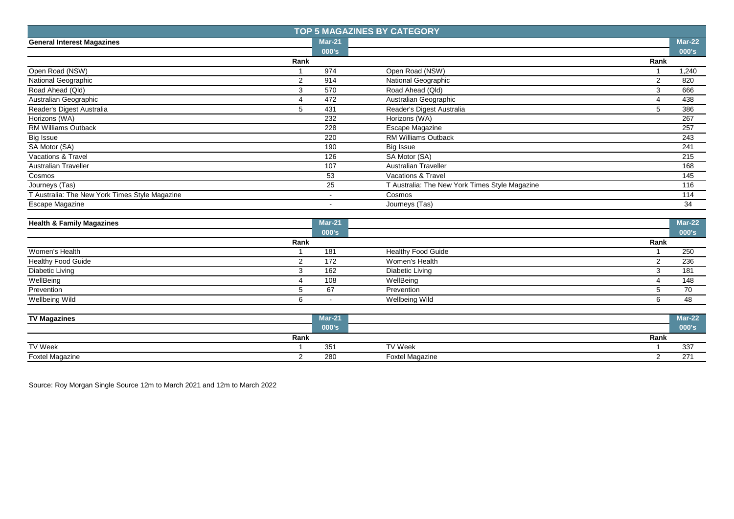# TOP 5 MAGAZINES BY CATEGORY

| General Interest Magazines | Rank | Mar-21 000's | | Rank | Mar-22 000's |
|---|---|---|---|---|---|
| Open Road (NSW) | 1 | 974 | Open Road (NSW) | 1 | 1,240 |
| National Geographic | 2 | 914 | National Geographic | 2 | 820 |
| Road Ahead (Qld) | 3 | 570 | Road Ahead (Qld) | 3 | 666 |
| Australian Geographic | 4 | 472 | Australian Geographic | 4 | 438 |
| Reader's Digest Australia | 5 | 431 | Reader's Digest Australia | 5 | 386 |
| Horizons (WA) | | 232 | Horizons (WA) | | 267 |
| RM Williams Outback | | 228 | Escape Magazine | | 257 |
| Big Issue | | 220 | RM Williams Outback | | 243 |
| SA Motor (SA) | | 190 | Big Issue | | 241 |
| Vacations & Travel | | 126 | SA Motor (SA) | | 215 |
| Australian Traveller | | 107 | Australian Traveller | | 168 |
| Cosmos | | 53 | Vacations & Travel | | 145 |
| Journeys (Tas) | | 25 | T Australia: The New York Times Style Magazine | | 116 |
| T Australia: The New York Times Style Magazine | | - | Cosmos | | 114 |
| Escape Magazine | | - | Journeys (Tas) | | 34 |

| Health & Family Magazines | Rank | Mar-21 000's | | Rank | Mar-22 000's |
|---|---|---|---|---|---|
| Women's Health | 1 | 181 | Healthy Food Guide | 1 | 250 |
| Healthy Food Guide | 2 | 172 | Women's Health | 2 | 236 |
| Diabetic Living | 3 | 162 | Diabetic Living | 3 | 181 |
| WellBeing | 4 | 108 | WellBeing | 4 | 148 |
| Prevention | 5 | 67 | Prevention | 5 | 70 |
| Wellbeing Wild | 6 | - | Wellbeing Wild | 6 | 48 |

| TV Magazines | Rank | Mar-21 000's | | Rank | Mar-22 000's |
|---|---|---|---|---|---|
| TV Week | 1 | 351 | TV Week | 1 | 337 |
| Foxtel Magazine | 2 | 280 | Foxtel Magazine | 2 | 271 |

Source: Roy Morgan Single Source 12m to March 2021 and 12m to March 2022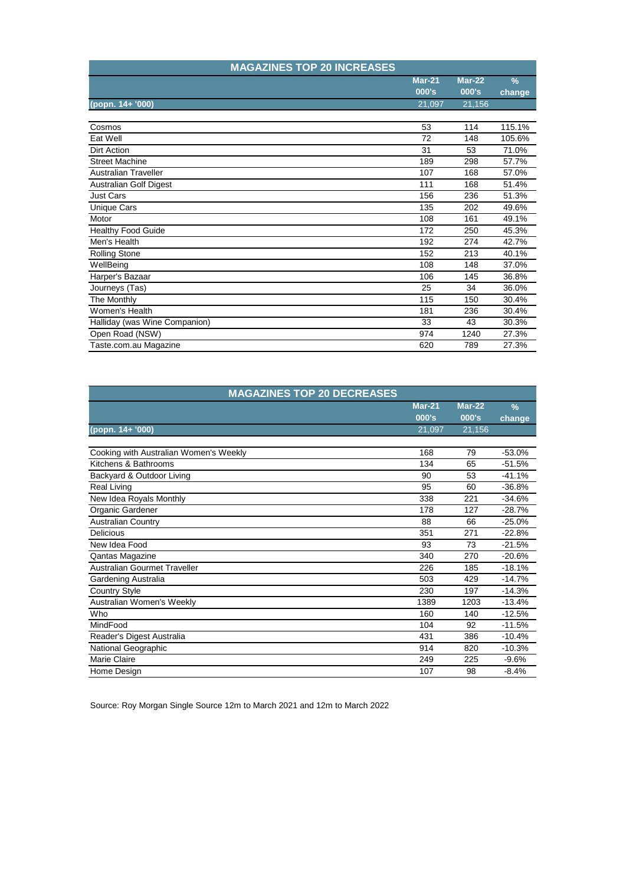| MAGAZINES TOP 20 INCREASES | Mar-21 000's | Mar-22 000's | % change |
|---|---|---|---|
| (popn. 14+ '000) | 21,097 | 21,156 | |
| Cosmos | 53 | 114 | 115.1% |
| Eat Well | 72 | 148 | 105.6% |
| Dirt Action | 31 | 53 | 71.0% |
| Street Machine | 189 | 298 | 57.7% |
| Australian Traveller | 107 | 168 | 57.0% |
| Australian Golf Digest | 111 | 168 | 51.4% |
| Just Cars | 156 | 236 | 51.3% |
| Unique Cars | 135 | 202 | 49.6% |
| Motor | 108 | 161 | 49.1% |
| Healthy Food Guide | 172 | 250 | 45.3% |
| Men's Health | 192 | 274 | 42.7% |
| Rolling Stone | 152 | 213 | 40.1% |
| WellBeing | 108 | 148 | 37.0% |
| Harper's Bazaar | 106 | 145 | 36.8% |
| Journeys (Tas) | 25 | 34 | 36.0% |
| The Monthly | 115 | 150 | 30.4% |
| Women's Health | 181 | 236 | 30.4% |
| Halliday (was Wine Companion) | 33 | 43 | 30.3% |
| Open Road (NSW) | 974 | 1240 | 27.3% |
| Taste.com.au Magazine | 620 | 789 | 27.3% |

| MAGAZINES TOP 20 DECREASES | Mar-21 000's | Mar-22 000's | % change |
|---|---|---|---|
| (popn. 14+ '000) | 21,097 | 21,156 | |
| Cooking with Australian Women's Weekly | 168 | 79 | -53.0% |
| Kitchens & Bathrooms | 134 | 65 | -51.5% |
| Backyard & Outdoor Living | 90 | 53 | -41.1% |
| Real Living | 95 | 60 | -36.8% |
| New Idea Royals Monthly | 338 | 221 | -34.6% |
| Organic Gardener | 178 | 127 | -28.7% |
| Australian Country | 88 | 66 | -25.0% |
| Delicious | 351 | 271 | -22.8% |
| New Idea Food | 93 | 73 | -21.5% |
| Qantas Magazine | 340 | 270 | -20.6% |
| Australian Gourmet Traveller | 226 | 185 | -18.1% |
| Gardening Australia | 503 | 429 | -14.7% |
| Country Style | 230 | 197 | -14.3% |
| Australian Women's Weekly | 1389 | 1203 | -13.4% |
| Who | 160 | 140 | -12.5% |
| MindFood | 104 | 92 | -11.5% |
| Reader's Digest Australia | 431 | 386 | -10.4% |
| National Geographic | 914 | 820 | -10.3% |
| Marie Claire | 249 | 225 | -9.6% |
| Home Design | 107 | 98 | -8.4% |

Source: Roy Morgan Single Source 12m to March 2021 and 12m to March 2022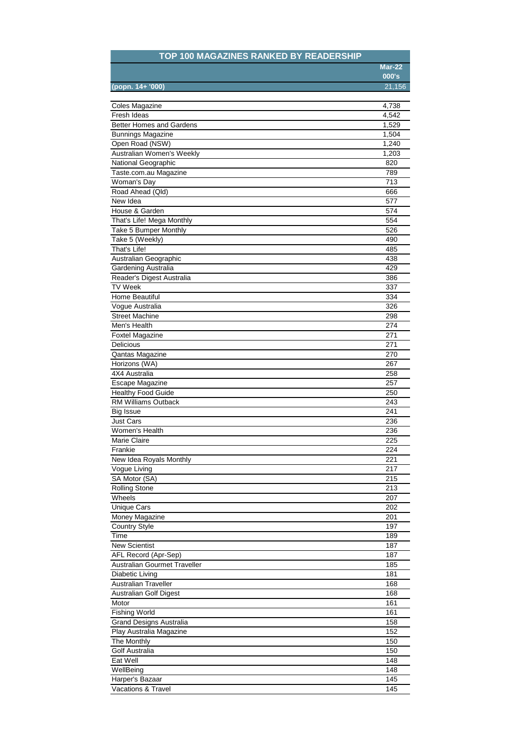| TOP 100 MAGAZINES RANKED BY READERSHIP | |
|---|---|
| | Mar-22 000's |
| (popn. 14+ '000) | 21,156 |
| Coles Magazine | 4,738 |
| Fresh Ideas | 4,542 |
| Better Homes and Gardens | 1,529 |
| Bunnings Magazine | 1,504 |
| Open Road (NSW) | 1,240 |
| Australian Women's Weekly | 1,203 |
| National Geographic | 820 |
| Taste.com.au Magazine | 789 |
| Woman's Day | 713 |
| Road Ahead (Qld) | 666 |
| New Idea | 577 |
| House & Garden | 574 |
| That's Life! Mega Monthly | 554 |
| Take 5 Bumper Monthly | 526 |
| Take 5 (Weekly) | 490 |
| That's Life! | 485 |
| Australian Geographic | 438 |
| Gardening Australia | 429 |
| Reader's Digest Australia | 386 |
| TV Week | 337 |
| Home Beautiful | 334 |
| Vogue Australia | 326 |
| Street Machine | 298 |
| Men's Health | 274 |
| Foxtel Magazine | 271 |
| Delicious | 271 |
| Qantas Magazine | 270 |
| Horizons (WA) | 267 |
| 4X4 Australia | 258 |
| Escape Magazine | 257 |
| Healthy Food Guide | 250 |
| RM Williams Outback | 243 |
| Big Issue | 241 |
| Just Cars | 236 |
| Women's Health | 236 |
| Marie Claire | 225 |
| Frankie | 224 |
| New Idea Royals Monthly | 221 |
| Vogue Living | 217 |
| SA Motor (SA) | 215 |
| Rolling Stone | 213 |
| Wheels | 207 |
| Unique Cars | 202 |
| Money Magazine | 201 |
| Country Style | 197 |
| Time | 189 |
| New Scientist | 187 |
| AFL Record (Apr-Sep) | 187 |
| Australian Gourmet Traveller | 185 |
| Diabetic Living | 181 |
| Australian Traveller | 168 |
| Australian Golf Digest | 168 |
| Motor | 161 |
| Fishing World | 161 |
| Grand Designs Australia | 158 |
| Play Australia Magazine | 152 |
| The Monthly | 150 |
| Golf Australia | 150 |
| Eat Well | 148 |
| WellBeing | 148 |
| Harper's Bazaar | 145 |
| Vacations & Travel | 145 |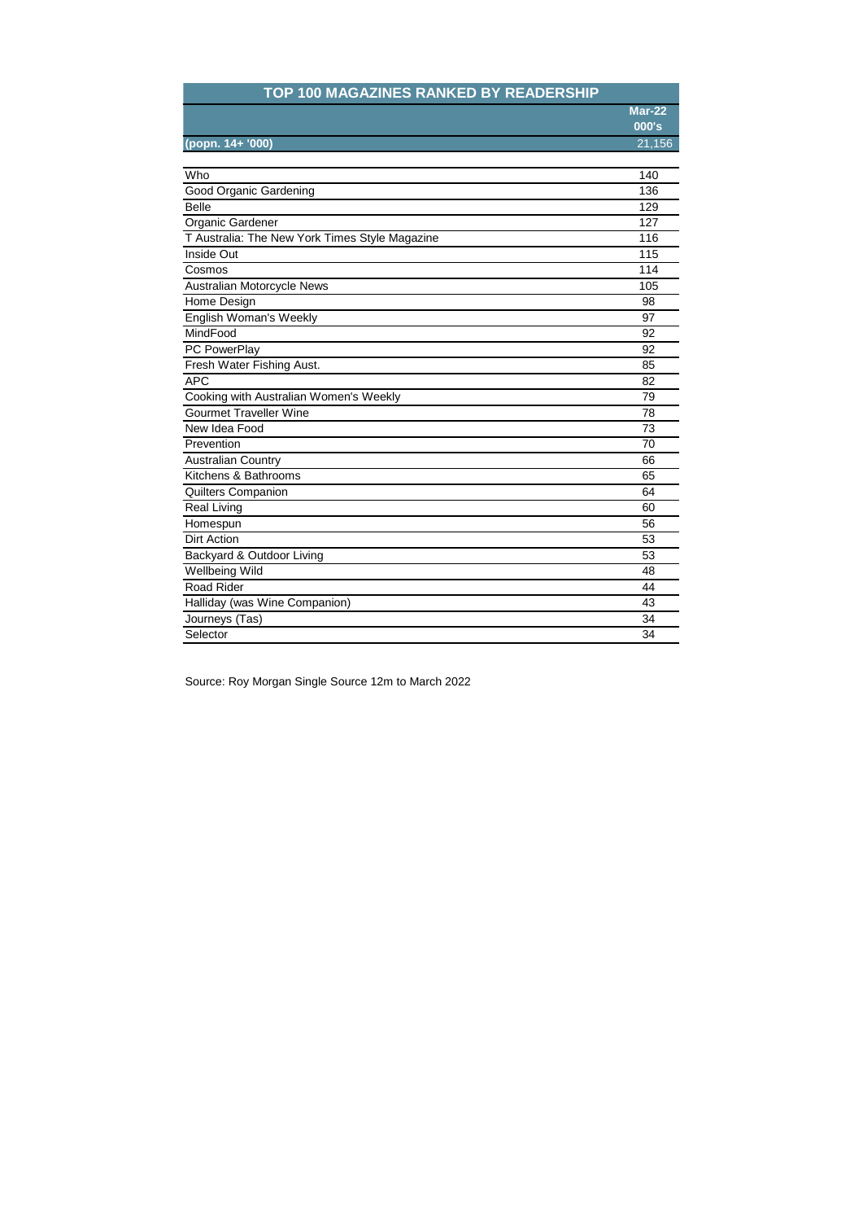## TOP 100 MAGAZINES RANKED BY READERSHIP

| | Mar-22 000's |
|---|---|
| (popn. 14+ '000) | 21,156 |
| Who | 140 |
| Good Organic Gardening | 136 |
| Belle | 129 |
| Organic Gardener | 127 |
| T Australia: The New York Times Style Magazine | 116 |
| Inside Out | 115 |
| Cosmos | 114 |
| Australian Motorcycle News | 105 |
| Home Design | 98 |
| English Woman's Weekly | 97 |
| MindFood | 92 |
| PC PowerPlay | 92 |
| Fresh Water Fishing Aust. | 85 |
| APC | 82 |
| Cooking with Australian Women's Weekly | 79 |
| Gourmet Traveller Wine | 78 |
| New Idea Food | 73 |
| Prevention | 70 |
| Australian Country | 66 |
| Kitchens & Bathrooms | 65 |
| Quilters Companion | 64 |
| Real Living | 60 |
| Homespun | 56 |
| Dirt Action | 53 |
| Backyard & Outdoor Living | 53 |
| Wellbeing Wild | 48 |
| Road Rider | 44 |
| Halliday (was Wine Companion) | 43 |
| Journeys (Tas) | 34 |
| Selector | 34 |

Source: Roy Morgan Single Source 12m to March 2022